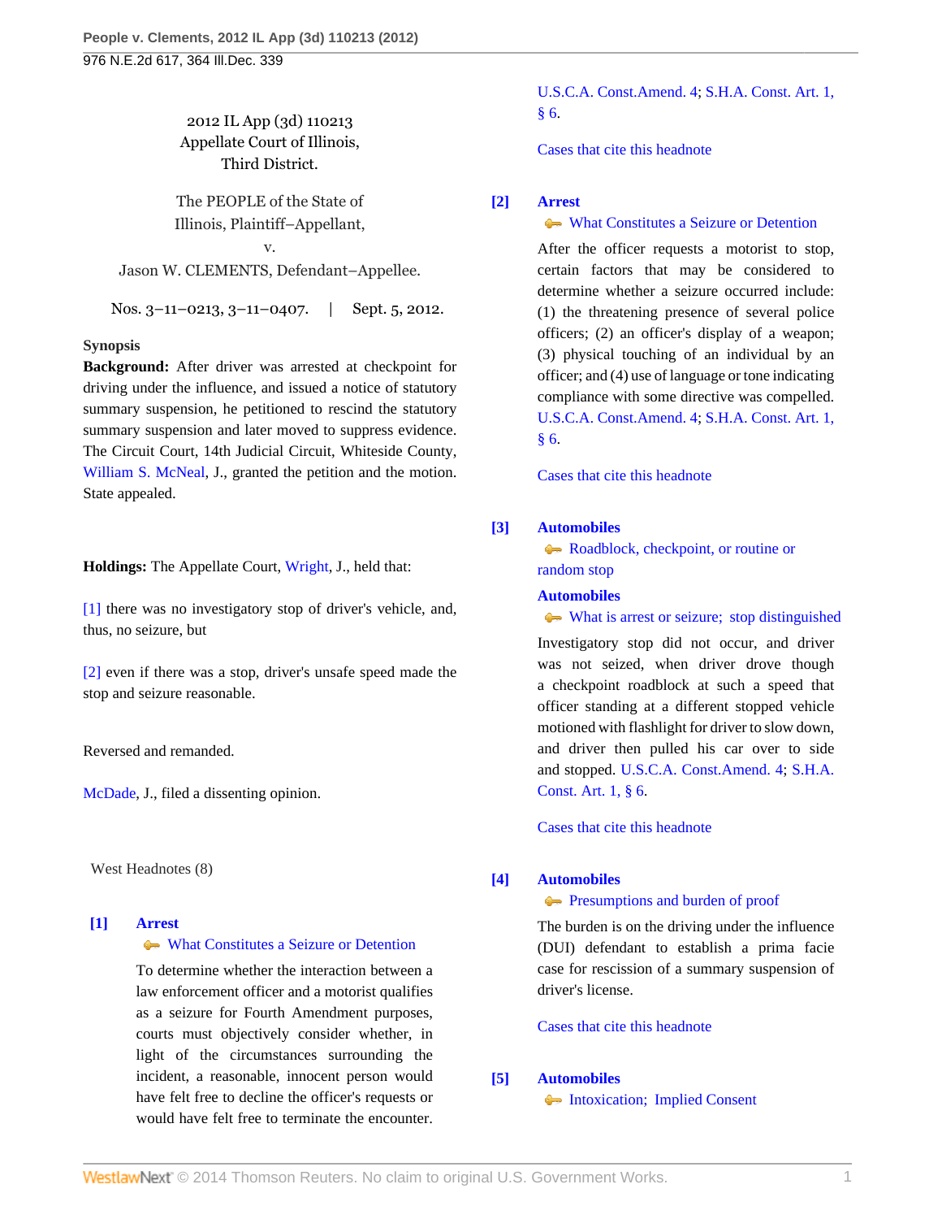2012 IL App (3d) 110213
Appellate Court of Illinois,
Third District.

The PEOPLE of the State of Illinois, Plaintiff–Appellant,
v.
Jason W. CLEMENTS, Defendant–Appellee.

Nos. 3–11–0213, 3–11–0407. | Sept. 5, 2012.

**Synopsis**

**Background:** After driver was arrested at checkpoint for driving under the influence, and issued a notice of statutory summary suspension, he petitioned to rescind the statutory summary suspension and later moved to suppress evidence. The Circuit Court, 14th Judicial Circuit, Whiteside County, William S. McNeal, J., granted the petition and the motion. State appealed.

**Holdings:** The Appellate Court, Wright, J., held that:

[1] there was no investigatory stop of driver's vehicle, and, thus, no seizure, but

[2] even if there was a stop, driver's unsafe speed made the stop and seizure reasonable.

Reversed and remanded.

McDade, J., filed a dissenting opinion.

West Headnotes (8)

**[1] Arrest**
What Constitutes a Seizure or Detention

To determine whether the interaction between a law enforcement officer and a motorist qualifies as a seizure for Fourth Amendment purposes, courts must objectively consider whether, in light of the circumstances surrounding the incident, a reasonable, innocent person would have felt free to decline the officer's requests or would have felt free to terminate the encounter. U.S.C.A. Const.Amend. 4; S.H.A. Const. Art. 1, § 6.

Cases that cite this headnote

**[2] Arrest**
What Constitutes a Seizure or Detention

After the officer requests a motorist to stop, certain factors that may be considered to determine whether a seizure occurred include: (1) the threatening presence of several police officers; (2) an officer's display of a weapon; (3) physical touching of an individual by an officer; and (4) use of language or tone indicating compliance with some directive was compelled. U.S.C.A. Const.Amend. 4; S.H.A. Const. Art. 1, § 6.

Cases that cite this headnote

**[3] Automobiles**
Roadblock, checkpoint, or routine or random stop
**Automobiles**
What is arrest or seizure; stop distinguished

Investigatory stop did not occur, and driver was not seized, when driver drove though a checkpoint roadblock at such a speed that officer standing at a different stopped vehicle motioned with flashlight for driver to slow down, and driver then pulled his car over to side and stopped. U.S.C.A. Const.Amend. 4; S.H.A. Const. Art. 1, § 6.

Cases that cite this headnote

**[4] Automobiles**
Presumptions and burden of proof

The burden is on the driving under the influence (DUI) defendant to establish a prima facie case for rescission of a summary suspension of driver's license.

Cases that cite this headnote

**[5] Automobiles**
Intoxication; Implied Consent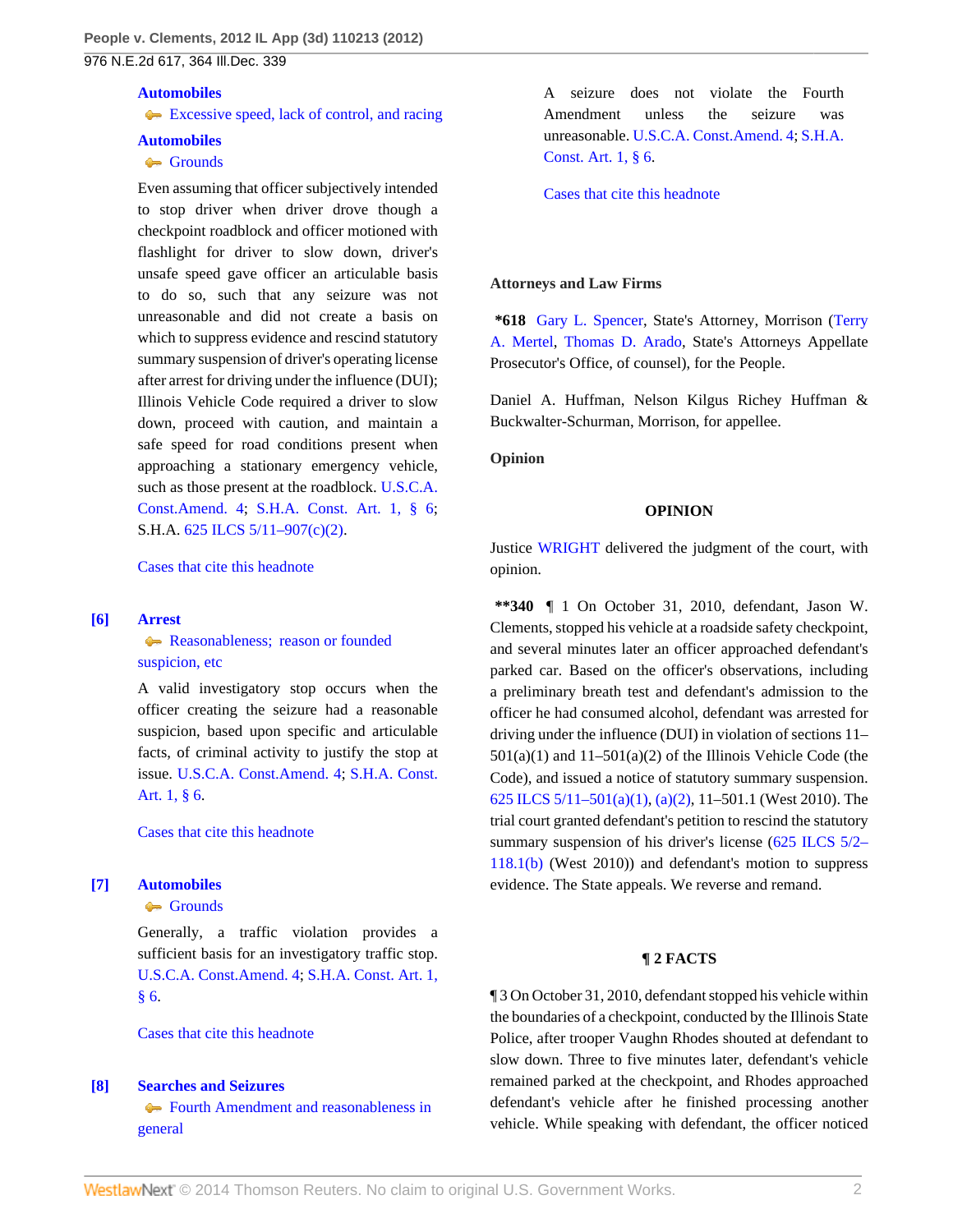**Automobiles**
Excessive speed, lack of control, and racing

**Automobiles**
Grounds

Even assuming that officer subjectively intended to stop driver when driver drove though a checkpoint roadblock and officer motioned with flashlight for driver to slow down, driver's unsafe speed gave officer an articulable basis to do so, such that any seizure was not unreasonable and did not create a basis on which to suppress evidence and rescind statutory summary suspension of driver's operating license after arrest for driving under the influence (DUI); Illinois Vehicle Code required a driver to slow down, proceed with caution, and maintain a safe speed for road conditions present when approaching a stationary emergency vehicle, such as those present at the roadblock. U.S.C.A. Const.Amend. 4; S.H.A. Const. Art. 1, § 6; S.H.A. 625 ILCS 5/11–907(c)(2).

Cases that cite this headnote

**[6] Arrest**
Reasonableness; reason or founded suspicion, etc

A valid investigatory stop occurs when the officer creating the seizure had a reasonable suspicion, based upon specific and articulable facts, of criminal activity to justify the stop at issue. U.S.C.A. Const.Amend. 4; S.H.A. Const. Art. 1, § 6.

Cases that cite this headnote

**[7] Automobiles**
Grounds

Generally, a traffic violation provides a sufficient basis for an investigatory traffic stop. U.S.C.A. Const.Amend. 4; S.H.A. Const. Art. 1, § 6.

Cases that cite this headnote

**[8] Searches and Seizures**
Fourth Amendment and reasonableness in general

A seizure does not violate the Fourth Amendment unless the seizure was unreasonable. U.S.C.A. Const.Amend. 4; S.H.A. Const. Art. 1, § 6.

Cases that cite this headnote

**Attorneys and Law Firms**

**\*618** Gary L. Spencer, State's Attorney, Morrison (Terry A. Mertel, Thomas D. Arado, State's Attorneys Appellate Prosecutor's Office, of counsel), for the People.

Daniel A. Huffman, Nelson Kilgus Richey Huffman & Buckwalter-Schurman, Morrison, for appellee.

**Opinion**

## OPINION

Justice WRIGHT delivered the judgment of the court, with opinion.

**\*\*340** ¶ 1 On October 31, 2010, defendant, Jason W. Clements, stopped his vehicle at a roadside safety checkpoint, and several minutes later an officer approached defendant's parked car. Based on the officer's observations, including a preliminary breath test and defendant's admission to the officer he had consumed alcohol, defendant was arrested for driving under the influence (DUI) in violation of sections 11–501(a)(1) and 11–501(a)(2) of the Illinois Vehicle Code (the Code), and issued a notice of statutory summary suspension. 625 ILCS 5/11–501(a)(1), (a)(2), 11–501.1 (West 2010). The trial court granted defendant's petition to rescind the statutory summary suspension of his driver's license (625 ILCS 5/2–118.1(b) (West 2010)) and defendant's motion to suppress evidence. The State appeals. We reverse and remand.

## ¶ 2 FACTS

¶ 3 On October 31, 2010, defendant stopped his vehicle within the boundaries of a checkpoint, conducted by the Illinois State Police, after trooper Vaughn Rhodes shouted at defendant to slow down. Three to five minutes later, defendant's vehicle remained parked at the checkpoint, and Rhodes approached defendant's vehicle after he finished processing another vehicle. While speaking with defendant, the officer noticed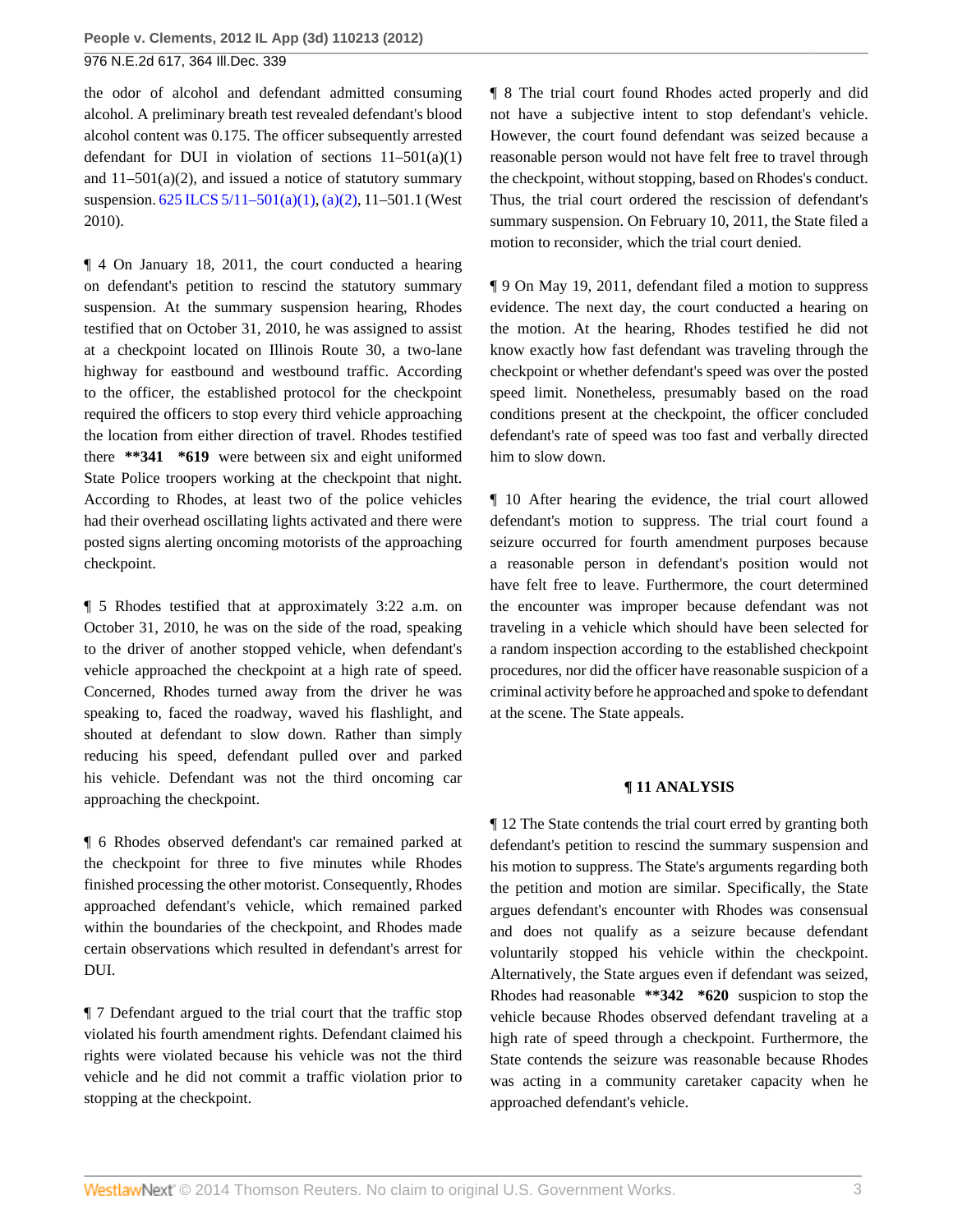the odor of alcohol and defendant admitted consuming alcohol. A preliminary breath test revealed defendant's blood alcohol content was 0.175. The officer subsequently arrested defendant for DUI in violation of sections 11–501(a)(1) and 11–501(a)(2), and issued a notice of statutory summary suspension. 625 ILCS 5/11–501(a)(1), (a)(2), 11–501.1 (West 2010).

¶ 4 On January 18, 2011, the court conducted a hearing on defendant's petition to rescind the statutory summary suspension. At the summary suspension hearing, Rhodes testified that on October 31, 2010, he was assigned to assist at a checkpoint located on Illinois Route 30, a two-lane highway for eastbound and westbound traffic. According to the officer, the established protocol for the checkpoint required the officers to stop every third vehicle approaching the location from either direction of travel. Rhodes testified there **341 *619 were between six and eight uniformed State Police troopers working at the checkpoint that night. According to Rhodes, at least two of the police vehicles had their overhead oscillating lights activated and there were posted signs alerting oncoming motorists of the approaching checkpoint.

¶ 5 Rhodes testified that at approximately 3:22 a.m. on October 31, 2010, he was on the side of the road, speaking to the driver of another stopped vehicle, when defendant's vehicle approached the checkpoint at a high rate of speed. Concerned, Rhodes turned away from the driver he was speaking to, faced the roadway, waved his flashlight, and shouted at defendant to slow down. Rather than simply reducing his speed, defendant pulled over and parked his vehicle. Defendant was not the third oncoming car approaching the checkpoint.

¶ 6 Rhodes observed defendant's car remained parked at the checkpoint for three to five minutes while Rhodes finished processing the other motorist. Consequently, Rhodes approached defendant's vehicle, which remained parked within the boundaries of the checkpoint, and Rhodes made certain observations which resulted in defendant's arrest for DUI.

¶ 7 Defendant argued to the trial court that the traffic stop violated his fourth amendment rights. Defendant claimed his rights were violated because his vehicle was not the third vehicle and he did not commit a traffic violation prior to stopping at the checkpoint.

¶ 8 The trial court found Rhodes acted properly and did not have a subjective intent to stop defendant's vehicle. However, the court found defendant was seized because a reasonable person would not have felt free to travel through the checkpoint, without stopping, based on Rhodes's conduct. Thus, the trial court ordered the rescission of defendant's summary suspension. On February 10, 2011, the State filed a motion to reconsider, which the trial court denied.

¶ 9 On May 19, 2011, defendant filed a motion to suppress evidence. The next day, the court conducted a hearing on the motion. At the hearing, Rhodes testified he did not know exactly how fast defendant was traveling through the checkpoint or whether defendant's speed was over the posted speed limit. Nonetheless, presumably based on the road conditions present at the checkpoint, the officer concluded defendant's rate of speed was too fast and verbally directed him to slow down.

¶ 10 After hearing the evidence, the trial court allowed defendant's motion to suppress. The trial court found a seizure occurred for fourth amendment purposes because a reasonable person in defendant's position would not have felt free to leave. Furthermore, the court determined the encounter was improper because defendant was not traveling in a vehicle which should have been selected for a random inspection according to the established checkpoint procedures, nor did the officer have reasonable suspicion of a criminal activity before he approached and spoke to defendant at the scene. The State appeals.

## ¶ 11 ANALYSIS

¶ 12 The State contends the trial court erred by granting both defendant's petition to rescind the summary suspension and his motion to suppress. The State's arguments regarding both the petition and motion are similar. Specifically, the State argues defendant's encounter with Rhodes was consensual and does not qualify as a seizure because defendant voluntarily stopped his vehicle within the checkpoint. Alternatively, the State argues even if defendant was seized, Rhodes had reasonable **342 *620 suspicion to stop the vehicle because Rhodes observed defendant traveling at a high rate of speed through a checkpoint. Furthermore, the State contends the seizure was reasonable because Rhodes was acting in a community caretaker capacity when he approached defendant's vehicle.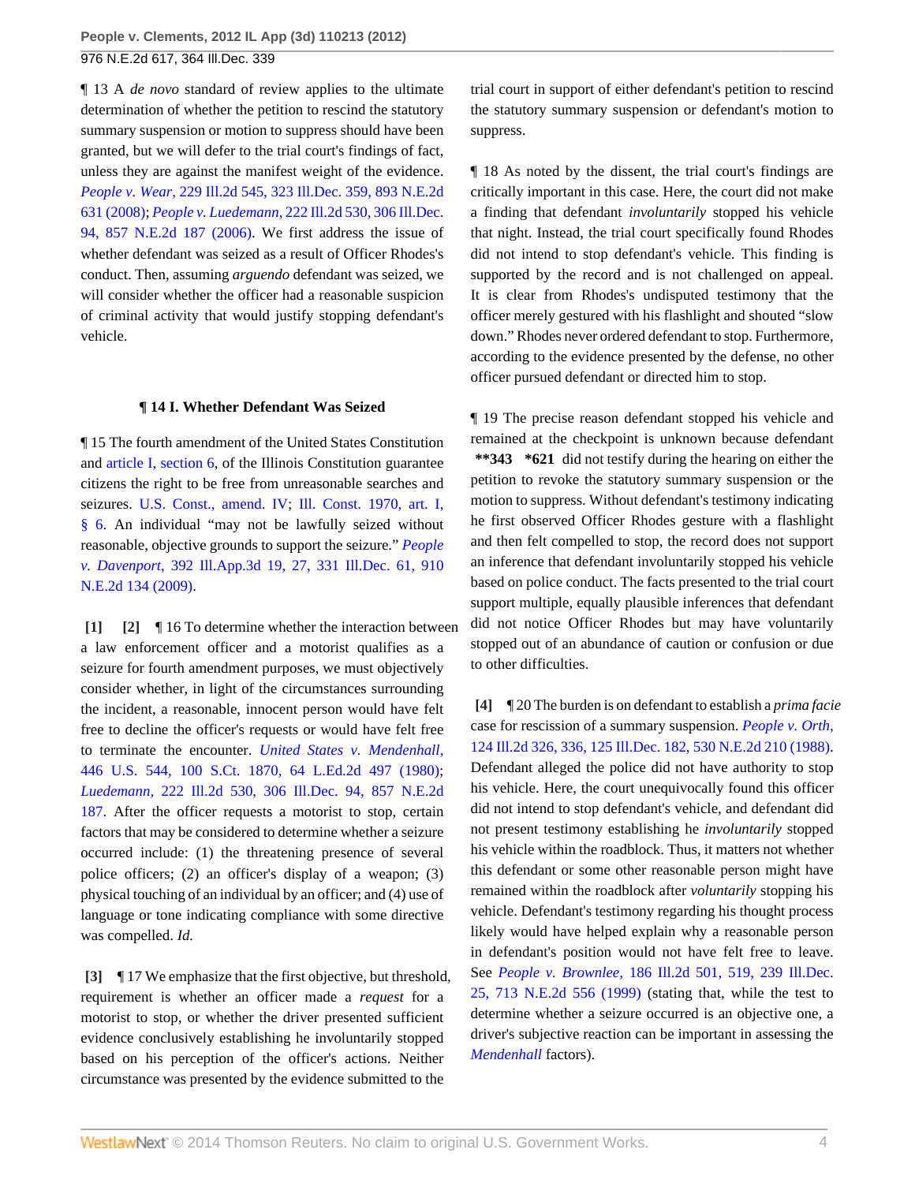¶ 13 A *de novo* standard of review applies to the ultimate determination of whether the petition to rescind the statutory summary suspension or motion to suppress should have been granted, but we will defer to the trial court's findings of fact, unless they are against the manifest weight of the evidence. *People v. Wear,* 229 Ill.2d 545, 323 Ill.Dec. 359, 893 N.E.2d 631 (2008); *People v. Luedemann,* 222 Ill.2d 530, 306 Ill.Dec. 94, 857 N.E.2d 187 (2006). We first address the issue of whether defendant was seized as a result of Officer Rhodes's conduct. Then, assuming *arguendo* defendant was seized, we will consider whether the officer had a reasonable suspicion of criminal activity that would justify stopping defendant's vehicle.

### ¶ 14 I. Whether Defendant Was Seized

¶ 15 The fourth amendment of the United States Constitution and article I, section 6, of the Illinois Constitution guarantee citizens the right to be free from unreasonable searches and seizures. U.S. Const., amend. IV; Ill. Const. 1970, art. I, § 6. An individual "may not be lawfully seized without reasonable, objective grounds to support the seizure." *People v. Davenport,* 392 Ill.App.3d 19, 27, 331 Ill.Dec. 61, 910 N.E.2d 134 (2009).

**[1] [2]** ¶ 16 To determine whether the interaction between a law enforcement officer and a motorist qualifies as a seizure for fourth amendment purposes, we must objectively consider whether, in light of the circumstances surrounding the incident, a reasonable, innocent person would have felt free to decline the officer's requests or would have felt free to terminate the encounter. *United States v. Mendenhall,* 446 U.S. 544, 100 S.Ct. 1870, 64 L.Ed.2d 497 (1980); *Luedemann,* 222 Ill.2d 530, 306 Ill.Dec. 94, 857 N.E.2d 187. After the officer requests a motorist to stop, certain factors that may be considered to determine whether a seizure occurred include: (1) the threatening presence of several police officers; (2) an officer's display of a weapon; (3) physical touching of an individual by an officer; and (4) use of language or tone indicating compliance with some directive was compelled. *Id.*

**[3]** ¶ 17 We emphasize that the first objective, but threshold, requirement is whether an officer made a *request* for a motorist to stop, or whether the driver presented sufficient evidence conclusively establishing he involuntarily stopped based on his perception of the officer's actions. Neither circumstance was presented by the evidence submitted to the trial court in support of either defendant's petition to rescind the statutory summary suspension or defendant's motion to suppress.

¶ 18 As noted by the dissent, the trial court's findings are critically important in this case. Here, the court did not make a finding that defendant *involuntarily* stopped his vehicle that night. Instead, the trial court specifically found Rhodes did not intend to stop defendant's vehicle. This finding is supported by the record and is not challenged on appeal. It is clear from Rhodes's undisputed testimony that the officer merely gestured with his flashlight and shouted "slow down." Rhodes never ordered defendant to stop. Furthermore, according to the evidence presented by the defense, no other officer pursued defendant or directed him to stop.

¶ 19 The precise reason defendant stopped his vehicle and remained at the checkpoint is unknown because defendant **\*\*343 \*621** did not testify during the hearing on either the petition to revoke the statutory summary suspension or the motion to suppress. Without defendant's testimony indicating he first observed Officer Rhodes gesture with a flashlight and then felt compelled to stop, the record does not support an inference that defendant involuntarily stopped his vehicle based on police conduct. The facts presented to the trial court support multiple, equally plausible inferences that defendant did not notice Officer Rhodes but may have voluntarily stopped out of an abundance of caution or confusion or due to other difficulties.

**[4]** ¶ 20 The burden is on defendant to establish a *prima facie* case for rescission of a summary suspension. *People v. Orth,* 124 Ill.2d 326, 336, 125 Ill.Dec. 182, 530 N.E.2d 210 (1988). Defendant alleged the police did not have authority to stop his vehicle. Here, the court unequivocally found this officer did not intend to stop defendant's vehicle, and defendant did not present testimony establishing he *involuntarily* stopped his vehicle within the roadblock. Thus, it matters not whether this defendant or some other reasonable person might have remained within the roadblock after *voluntarily* stopping his vehicle. Defendant's testimony regarding his thought process likely would have helped explain why a reasonable person in defendant's position would not have felt free to leave. See *People v. Brownlee,* 186 Ill.2d 501, 519, 239 Ill.Dec. 25, 713 N.E.2d 556 (1999) (stating that, while the test to determine whether a seizure occurred is an objective one, a driver's subjective reaction can be important in assessing the *Mendenhall* factors).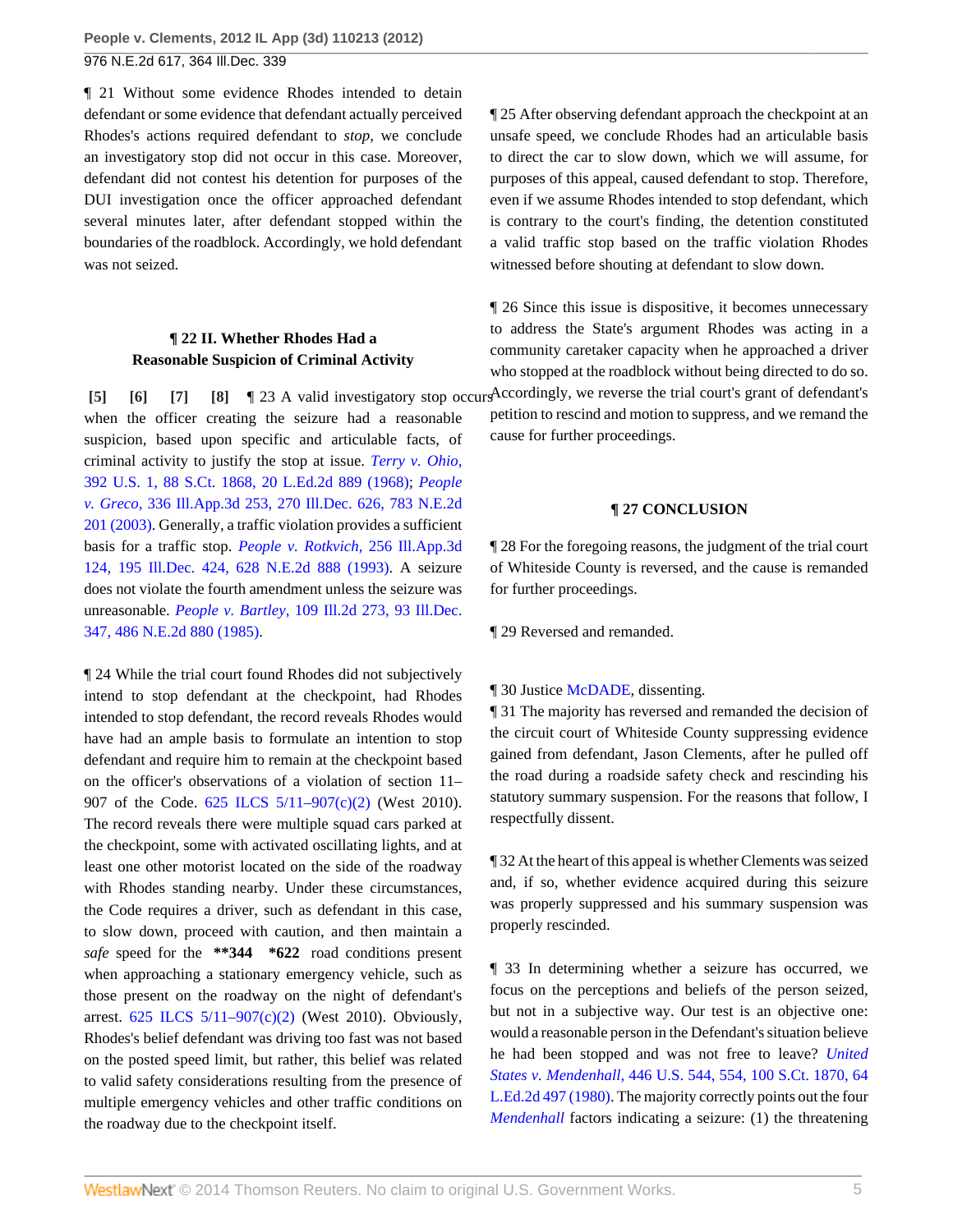¶ 21 Without some evidence Rhodes intended to detain defendant or some evidence that defendant actually perceived Rhodes's actions required defendant to *stop,* we conclude an investigatory stop did not occur in this case. Moreover, defendant did not contest his detention for purposes of the DUI investigation once the officer approached defendant several minutes later, after defendant stopped within the boundaries of the roadblock. Accordingly, we hold defendant was not seized.

### ¶ 22 II. Whether Rhodes Had a Reasonable Suspicion of Criminal Activity

**[5] [6] [7] [8]** ¶ 23 A valid investigatory stop occurs when the officer creating the seizure had a reasonable suspicion, based upon specific and articulable facts, of criminal activity to justify the stop at issue. *Terry v. Ohio,* 392 U.S. 1, 88 S.Ct. 1868, 20 L.Ed.2d 889 (1968); *People v. Greco,* 336 Ill.App.3d 253, 270 Ill.Dec. 626, 783 N.E.2d 201 (2003). Generally, a traffic violation provides a sufficient basis for a traffic stop. *People v. Rotkvich,* 256 Ill.App.3d 124, 195 Ill.Dec. 424, 628 N.E.2d 888 (1993). A seizure does not violate the fourth amendment unless the seizure was unreasonable. *People v. Bartley,* 109 Ill.2d 273, 93 Ill.Dec. 347, 486 N.E.2d 880 (1985).

¶ 24 While the trial court found Rhodes did not subjectively intend to stop defendant at the checkpoint, had Rhodes intended to stop defendant, the record reveals Rhodes would have had an ample basis to formulate an intention to stop defendant and require him to remain at the checkpoint based on the officer's observations of a violation of section 11–907 of the Code. 625 ILCS 5/11–907(c)(2) (West 2010). The record reveals there were multiple squad cars parked at the checkpoint, some with activated oscillating lights, and at least one other motorist located on the side of the roadway with Rhodes standing nearby. Under these circumstances, the Code requires a driver, such as defendant in this case, to slow down, proceed with caution, and then maintain a *safe* speed for the **\*\*344 \*622** road conditions present when approaching a stationary emergency vehicle, such as those present on the roadway on the night of defendant's arrest. 625 ILCS 5/11–907(c)(2) (West 2010). Obviously, Rhodes's belief defendant was driving too fast was not based on the posted speed limit, but rather, this belief was related to valid safety considerations resulting from the presence of multiple emergency vehicles and other traffic conditions on the roadway due to the checkpoint itself.

¶ 25 After observing defendant approach the checkpoint at an unsafe speed, we conclude Rhodes had an articulable basis to direct the car to slow down, which we will assume, for purposes of this appeal, caused defendant to stop. Therefore, even if we assume Rhodes intended to stop defendant, which is contrary to the court's finding, the detention constituted a valid traffic stop based on the traffic violation Rhodes witnessed before shouting at defendant to slow down.

¶ 26 Since this issue is dispositive, it becomes unnecessary to address the State's argument Rhodes was acting in a community caretaker capacity when he approached a driver who stopped at the roadblock without being directed to do so. Accordingly, we reverse the trial court's grant of defendant's petition to rescind and motion to suppress, and we remand the cause for further proceedings.

### ¶ 27 CONCLUSION

¶ 28 For the foregoing reasons, the judgment of the trial court of Whiteside County is reversed, and the cause is remanded for further proceedings.

¶ 29 Reversed and remanded.

¶ 30 Justice McDADE, dissenting.

¶ 31 The majority has reversed and remanded the decision of the circuit court of Whiteside County suppressing evidence gained from defendant, Jason Clements, after he pulled off the road during a roadside safety check and rescinding his statutory summary suspension. For the reasons that follow, I respectfully dissent.

¶ 32 At the heart of this appeal is whether Clements was seized and, if so, whether evidence acquired during this seizure was properly suppressed and his summary suspension was properly rescinded.

¶ 33 In determining whether a seizure has occurred, we focus on the perceptions and beliefs of the person seized, but not in a subjective way. Our test is an objective one: would a reasonable person in the Defendant's situation believe he had been stopped and was not free to leave? *United States v. Mendenhall,* 446 U.S. 544, 554, 100 S.Ct. 1870, 64 L.Ed.2d 497 (1980). The majority correctly points out the four *Mendenhall* factors indicating a seizure: (1) the threatening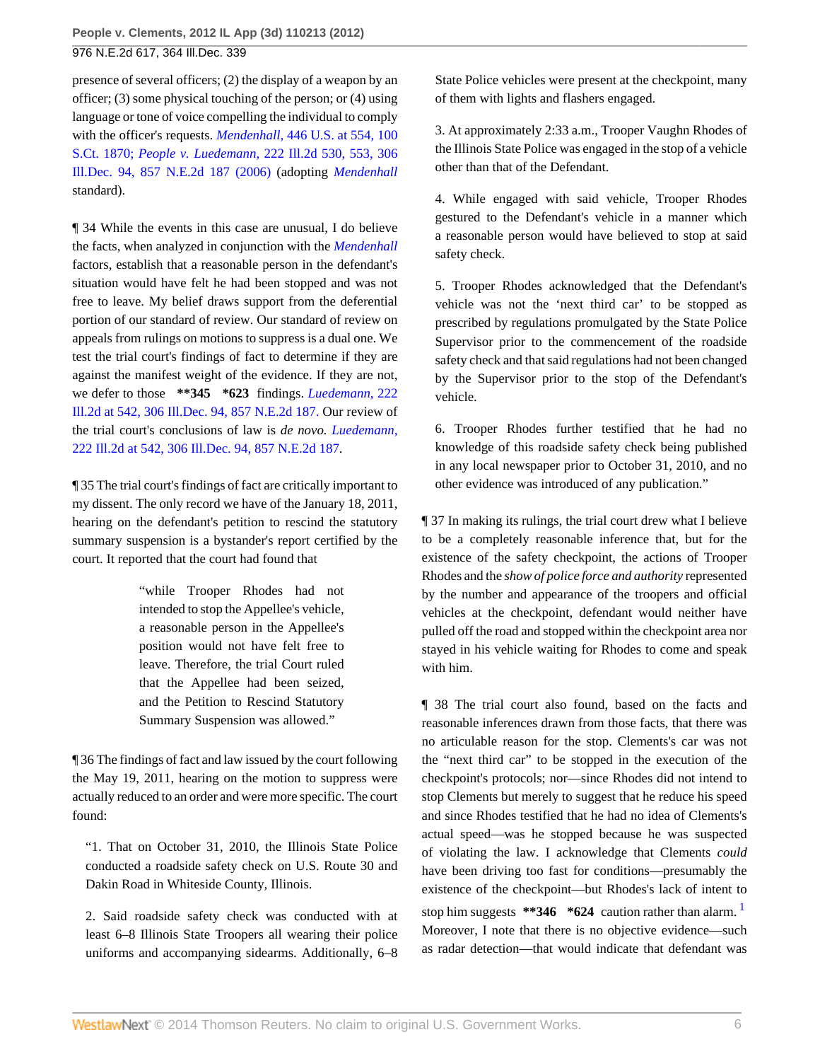presence of several officers; (2) the display of a weapon by an officer; (3) some physical touching of the person; or (4) using language or tone of voice compelling the individual to comply with the officer's requests. *Mendenhall,* 446 U.S. at 554, 100 S.Ct. 1870; *People v. Luedemann,* 222 Ill.2d 530, 553, 306 Ill.Dec. 94, 857 N.E.2d 187 (2006) (adopting *Mendenhall* standard).

¶ 34 While the events in this case are unusual, I do believe the facts, when analyzed in conjunction with the *Mendenhall* factors, establish that a reasonable person in the defendant's situation would have felt he had been stopped and was not free to leave. My belief draws support from the deferential portion of our standard of review. Our standard of review on appeals from rulings on motions to suppress is a dual one. We test the trial court's findings of fact to determine if they are against the manifest weight of the evidence. If they are not, we defer to those **\*\*345 \*623** findings. *Luedemann,* 222 Ill.2d at 542, 306 Ill.Dec. 94, 857 N.E.2d 187. Our review of the trial court's conclusions of law is *de novo. Luedemann,* 222 Ill.2d at 542, 306 Ill.Dec. 94, 857 N.E.2d 187.

¶ 35 The trial court's findings of fact are critically important to my dissent. The only record we have of the January 18, 2011, hearing on the defendant's petition to rescind the statutory summary suspension is a bystander's report certified by the court. It reported that the court had found that

> "while Trooper Rhodes had not intended to stop the Appellee's vehicle, a reasonable person in the Appellee's position would not have felt free to leave. Therefore, the trial Court ruled that the Appellee had been seized, and the Petition to Rescind Statutory Summary Suspension was allowed."

¶ 36 The findings of fact and law issued by the court following the May 19, 2011, hearing on the motion to suppress were actually reduced to an order and were more specific. The court found:

> "1. That on October 31, 2010, the Illinois State Police conducted a roadside safety check on U.S. Route 30 and Dakin Road in Whiteside County, Illinois.
>
> 2. Said roadside safety check was conducted with at least 6–8 Illinois State Troopers all wearing their police uniforms and accompanying sidearms. Additionally, 6–8 State Police vehicles were present at the checkpoint, many of them with lights and flashers engaged.
>
> 3. At approximately 2:33 a.m., Trooper Vaughn Rhodes of the Illinois State Police was engaged in the stop of a vehicle other than that of the Defendant.
>
> 4. While engaged with said vehicle, Trooper Rhodes gestured to the Defendant's vehicle in a manner which a reasonable person would have believed to stop at said safety check.
>
> 5. Trooper Rhodes acknowledged that the Defendant's vehicle was not the 'next third car' to be stopped as prescribed by regulations promulgated by the State Police Supervisor prior to the commencement of the roadside safety check and that said regulations had not been changed by the Supervisor prior to the stop of the Defendant's vehicle.
>
> 6. Trooper Rhodes further testified that he had no knowledge of this roadside safety check being published in any local newspaper prior to October 31, 2010, and no other evidence was introduced of any publication."

¶ 37 In making its rulings, the trial court drew what I believe to be a completely reasonable inference that, but for the existence of the safety checkpoint, the actions of Trooper Rhodes and the *show of police force and authority* represented by the number and appearance of the troopers and official vehicles at the checkpoint, defendant would neither have pulled off the road and stopped within the checkpoint area nor stayed in his vehicle waiting for Rhodes to come and speak with him.

¶ 38 The trial court also found, based on the facts and reasonable inferences drawn from those facts, that there was no articulable reason for the stop. Clements's car was not the "next third car" to be stopped in the execution of the checkpoint's protocols; nor—since Rhodes did not intend to stop Clements but merely to suggest that he reduce his speed and since Rhodes testified that he had no idea of Clements's actual speed—was he stopped because he was suspected of violating the law. I acknowledge that Clements *could* have been driving too fast for conditions—presumably the existence of the checkpoint—but Rhodes's lack of intent to stop him suggests **\*\*346 \*624** caution rather than alarm.[1] Moreover, I note that there is no objective evidence—such as radar detection—that would indicate that defendant was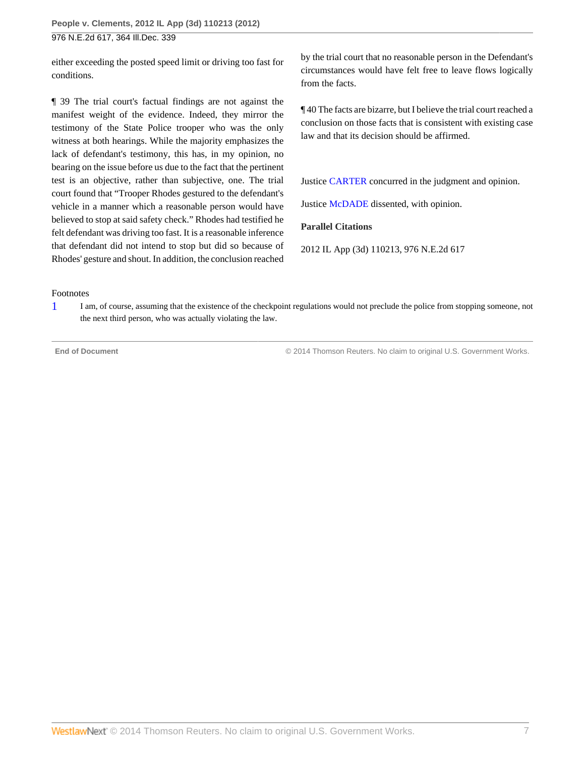either exceeding the posted speed limit or driving too fast for conditions.

¶ 39 The trial court's factual findings are not against the manifest weight of the evidence. Indeed, they mirror the testimony of the State Police trooper who was the only witness at both hearings. While the majority emphasizes the lack of defendant's testimony, this has, in my opinion, no bearing on the issue before us due to the fact that the pertinent test is an objective, rather than subjective, one. The trial court found that "Trooper Rhodes gestured to the defendant's vehicle in a manner which a reasonable person would have believed to stop at said safety check." Rhodes had testified he felt defendant was driving too fast. It is a reasonable inference that defendant did not intend to stop but did so because of Rhodes' gesture and shout. In addition, the conclusion reached by the trial court that no reasonable person in the Defendant's circumstances would have felt free to leave flows logically from the facts.

¶ 40 The facts are bizarre, but I believe the trial court reached a conclusion on those facts that is consistent with existing case law and that its decision should be affirmed.

Justice CARTER concurred in the judgment and opinion.

Justice McDADE dissented, with opinion.

**Parallel Citations**

2012 IL App (3d) 110213, 976 N.E.2d 617

Footnotes

1 I am, of course, assuming that the existence of the checkpoint regulations would not preclude the police from stopping someone, not the next third person, who was actually violating the law.

End of Document